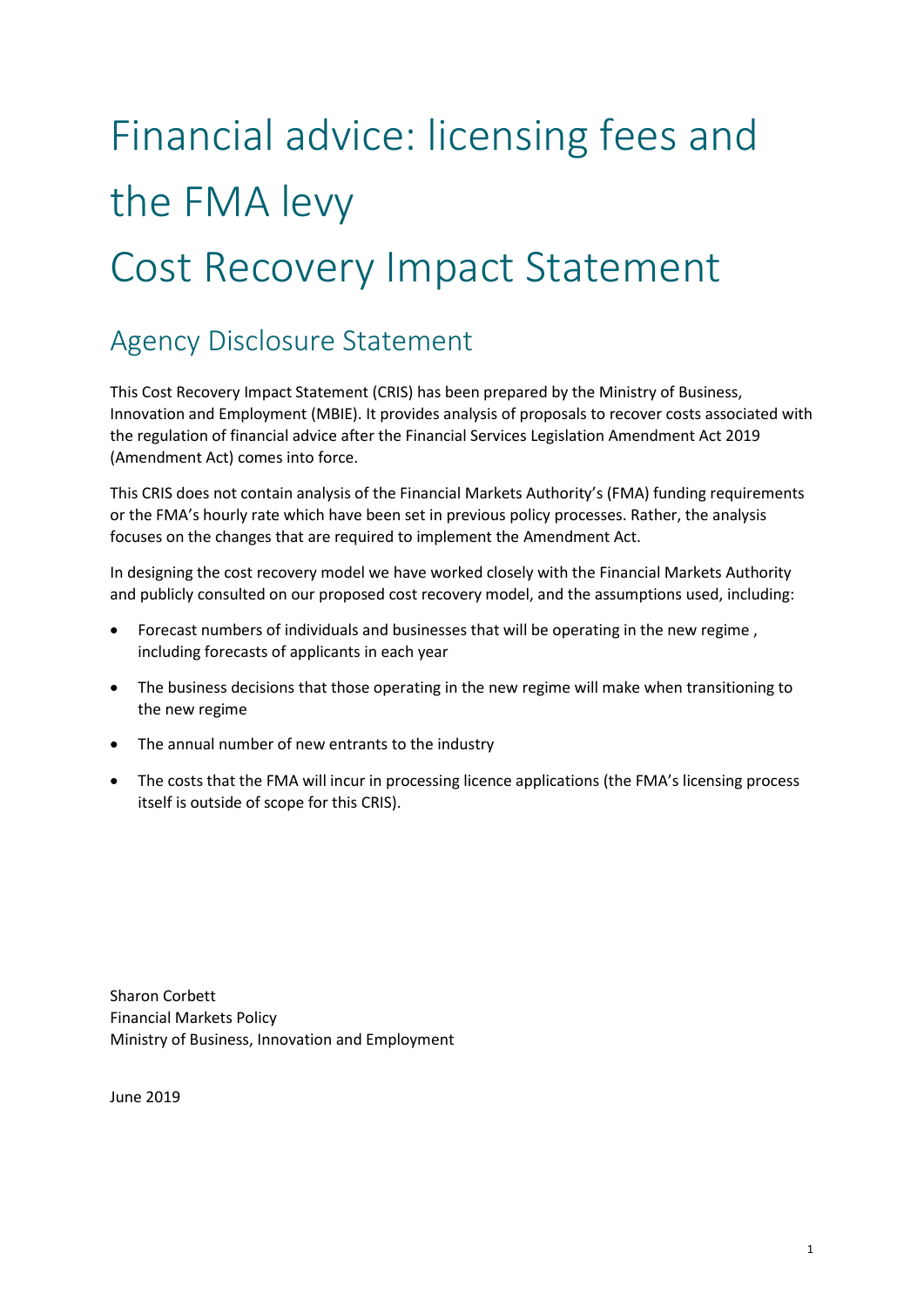# Financial advice: licensing fees and the FMA levy

# Cost Recovery Impact Statement

## Agency Disclosure Statement

This Cost Recovery Impact Statement (CRIS) has been prepared by the Ministry of Business, Innovation and Employment (MBIE). It provides analysis of proposals to recover costs associated with the regulation of financial advice after the Financial Services Legislation Amendment Act 2019 (Amendment Act) comes into force.

This CRIS does not contain analysis of the Financial Markets Authority's (FMA) funding requirements or the FMA's hourly rate which have been set in previous policy processes. Rather, the analysis focuses on the changes that are required to implement the Amendment Act.

In designing the cost recovery model we have worked closely with the Financial Markets Authority and publicly consulted on our proposed cost recovery model, and the assumptions used, including:

- Forecast numbers of individuals and businesses that will be operating in the new regime , including forecasts of applicants in each year
- The business decisions that those operating in the new regime will make when transitioning to the new regime
- The annual number of new entrants to the industry
- The costs that the FMA will incur in processing licence applications (the FMA's licensing process itself is outside of scope for this CRIS).

Sharon Corbett
Financial Markets Policy
Ministry of Business, Innovation and Employment

June 2019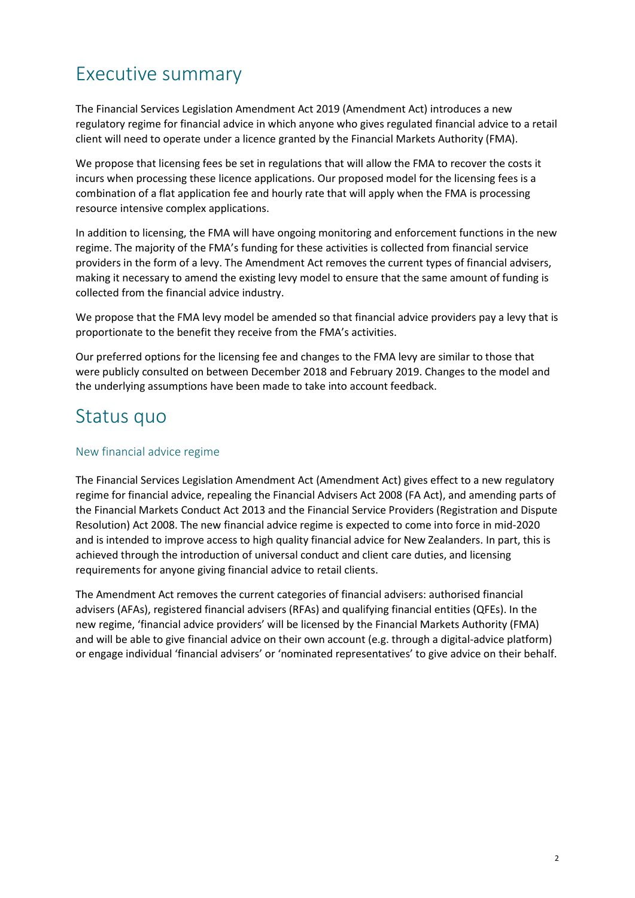# Executive summary

The Financial Services Legislation Amendment Act 2019 (Amendment Act) introduces a new regulatory regime for financial advice in which anyone who gives regulated financial advice to a retail client will need to operate under a licence granted by the Financial Markets Authority (FMA).

We propose that licensing fees be set in regulations that will allow the FMA to recover the costs it incurs when processing these licence applications. Our proposed model for the licensing fees is a combination of a flat application fee and hourly rate that will apply when the FMA is processing resource intensive complex applications.

In addition to licensing, the FMA will have ongoing monitoring and enforcement functions in the new regime. The majority of the FMA's funding for these activities is collected from financial service providers in the form of a levy. The Amendment Act removes the current types of financial advisers, making it necessary to amend the existing levy model to ensure that the same amount of funding is collected from the financial advice industry.

We propose that the FMA levy model be amended so that financial advice providers pay a levy that is proportionate to the benefit they receive from the FMA's activities.

Our preferred options for the licensing fee and changes to the FMA levy are similar to those that were publicly consulted on between December 2018 and February 2019. Changes to the model and the underlying assumptions have been made to take into account feedback.

# Status quo

## New financial advice regime

The Financial Services Legislation Amendment Act (Amendment Act) gives effect to a new regulatory regime for financial advice, repealing the Financial Advisers Act 2008 (FA Act), and amending parts of the Financial Markets Conduct Act 2013 and the Financial Service Providers (Registration and Dispute Resolution) Act 2008. The new financial advice regime is expected to come into force in mid-2020 and is intended to improve access to high quality financial advice for New Zealanders. In part, this is achieved through the introduction of universal conduct and client care duties, and licensing requirements for anyone giving financial advice to retail clients.

The Amendment Act removes the current categories of financial advisers: authorised financial advisers (AFAs), registered financial advisers (RFAs) and qualifying financial entities (QFEs). In the new regime, 'financial advice providers' will be licensed by the Financial Markets Authority (FMA) and will be able to give financial advice on their own account (e.g. through a digital-advice platform) or engage individual 'financial advisers' or 'nominated representatives' to give advice on their behalf.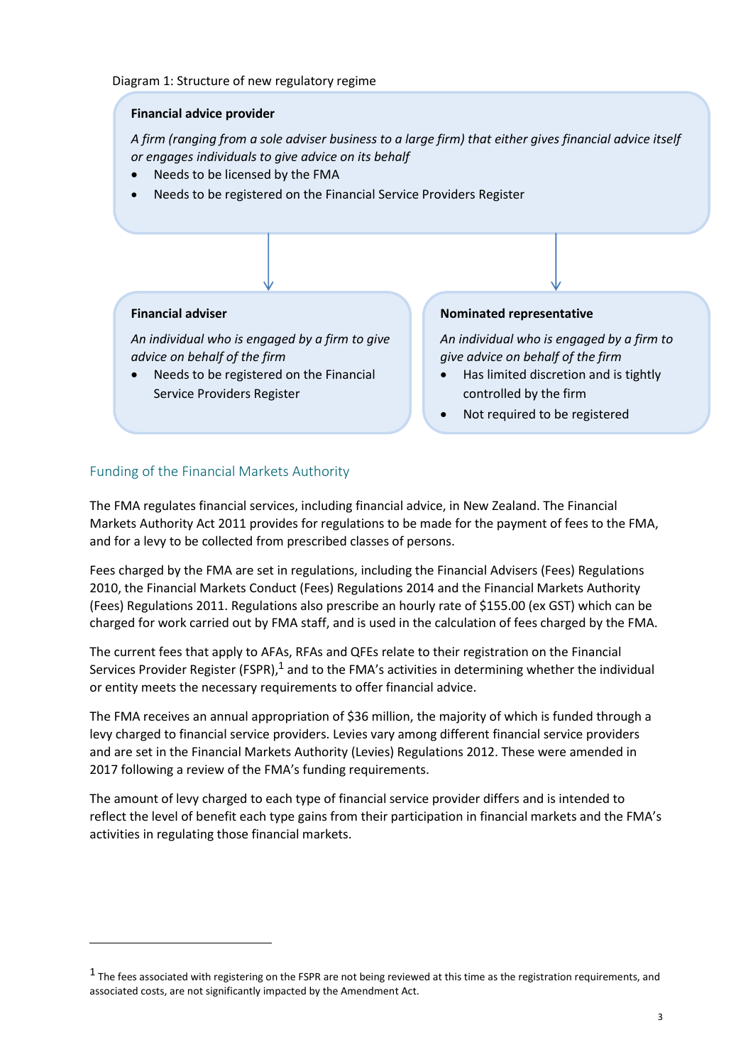Diagram 1: Structure of new regulatory regime

**Financial advice provider**

*A firm (ranging from a sole adviser business to a large firm) that either gives financial advice itself or engages individuals to give advice on its behalf*

- Needs to be licensed by the FMA
- Needs to be registered on the Financial Service Providers Register

**Financial adviser**

*An individual who is engaged by a firm to give advice on behalf of the firm*

- Needs to be registered on the Financial Service Providers Register

**Nominated representative**

*An individual who is engaged by a firm to give advice on behalf of the firm*

- Has limited discretion and is tightly controlled by the firm
- Not required to be registered

## Funding of the Financial Markets Authority

The FMA regulates financial services, including financial advice, in New Zealand. The Financial Markets Authority Act 2011 provides for regulations to be made for the payment of fees to the FMA, and for a levy to be collected from prescribed classes of persons.

Fees charged by the FMA are set in regulations, including the Financial Advisers (Fees) Regulations 2010, the Financial Markets Conduct (Fees) Regulations 2014 and the Financial Markets Authority (Fees) Regulations 2011. Regulations also prescribe an hourly rate of $155.00 (ex GST) which can be charged for work carried out by FMA staff, and is used in the calculation of fees charged by the FMA.

The current fees that apply to AFAs, RFAs and QFEs relate to their registration on the Financial Services Provider Register (FSPR),[1] and to the FMA's activities in determining whether the individual or entity meets the necessary requirements to offer financial advice.

The FMA receives an annual appropriation of $36 million, the majority of which is funded through a levy charged to financial service providers. Levies vary among different financial service providers and are set in the Financial Markets Authority (Levies) Regulations 2012. These were amended in 2017 following a review of the FMA's funding requirements.

The amount of levy charged to each type of financial service provider differs and is intended to reflect the level of benefit each type gains from their participation in financial markets and the FMA's activities in regulating those financial markets.

---

[1] The fees associated with registering on the FSPR are not being reviewed at this time as the registration requirements, and associated costs, are not significantly impacted by the Amendment Act.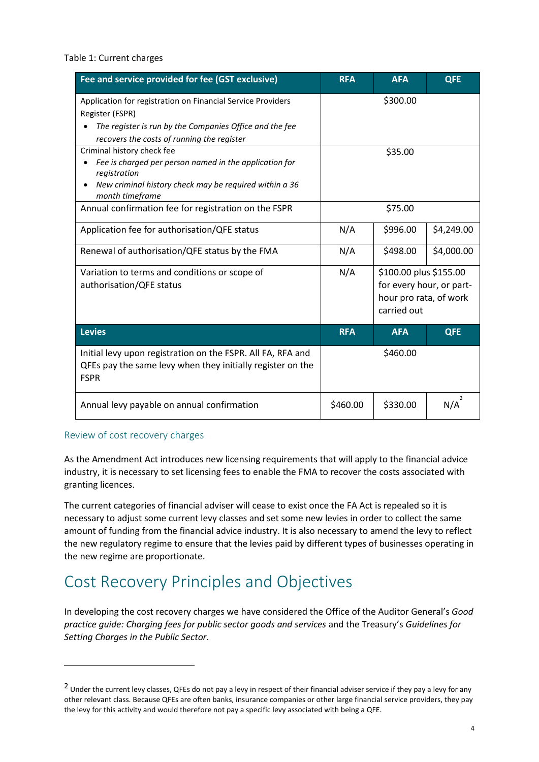Table 1: Current charges

| Fee and service provided for fee (GST exclusive) | RFA | AFA | QFE |
|---|---|---|---|
| Application for registration on Financial Service Providers Register (FSPR) <br> • *The register is run by the Companies Office and the fee recovers the costs of running the register* | | $300.00 | |
| Criminal history check fee <br> • *Fee is charged per person named in the application for registration* <br> • *New criminal history check may be required within a 36 month timeframe* | | $35.00 | |
| Annual confirmation fee for registration on the FSPR | | $75.00 | |
| Application fee for authorisation/QFE status | N/A | $996.00 | $4,249.00 |
| Renewal of authorisation/QFE status by the FMA | N/A | $498.00 | $4,000.00 |
| Variation to terms and conditions or scope of authorisation/QFE status | N/A | $100.00 plus $155.00 for every hour, or part-hour pro rata, of work carried out | |
| **Levies** | **RFA** | **AFA** | **QFE** |
| Initial levy upon registration on the FSPR. All FA, RFA and QFEs pay the same levy when they initially register on the FSPR | | $460.00 | |
| Annual levy payable on annual confirmation | $460.00 | $330.00 | N/A[2] |

## Review of cost recovery charges

As the Amendment Act introduces new licensing requirements that will apply to the financial advice industry, it is necessary to set licensing fees to enable the FMA to recover the costs associated with granting licences.

The current categories of financial adviser will cease to exist once the FA Act is repealed so it is necessary to adjust some current levy classes and set some new levies in order to collect the same amount of funding from the financial advice industry. It is also necessary to amend the levy to reflect the new regulatory regime to ensure that the levies paid by different types of businesses operating in the new regime are proportionate.

# Cost Recovery Principles and Objectives

In developing the cost recovery charges we have considered the Office of the Auditor General's *Good practice guide: Charging fees for public sector goods and services* and the Treasury's *Guidelines for Setting Charges in the Public Sector*.

[2] Under the current levy classes, QFEs do not pay a levy in respect of their financial adviser service if they pay a levy for any other relevant class. Because QFEs are often banks, insurance companies or other large financial service providers, they pay the levy for this activity and would therefore not pay a specific levy associated with being a QFE.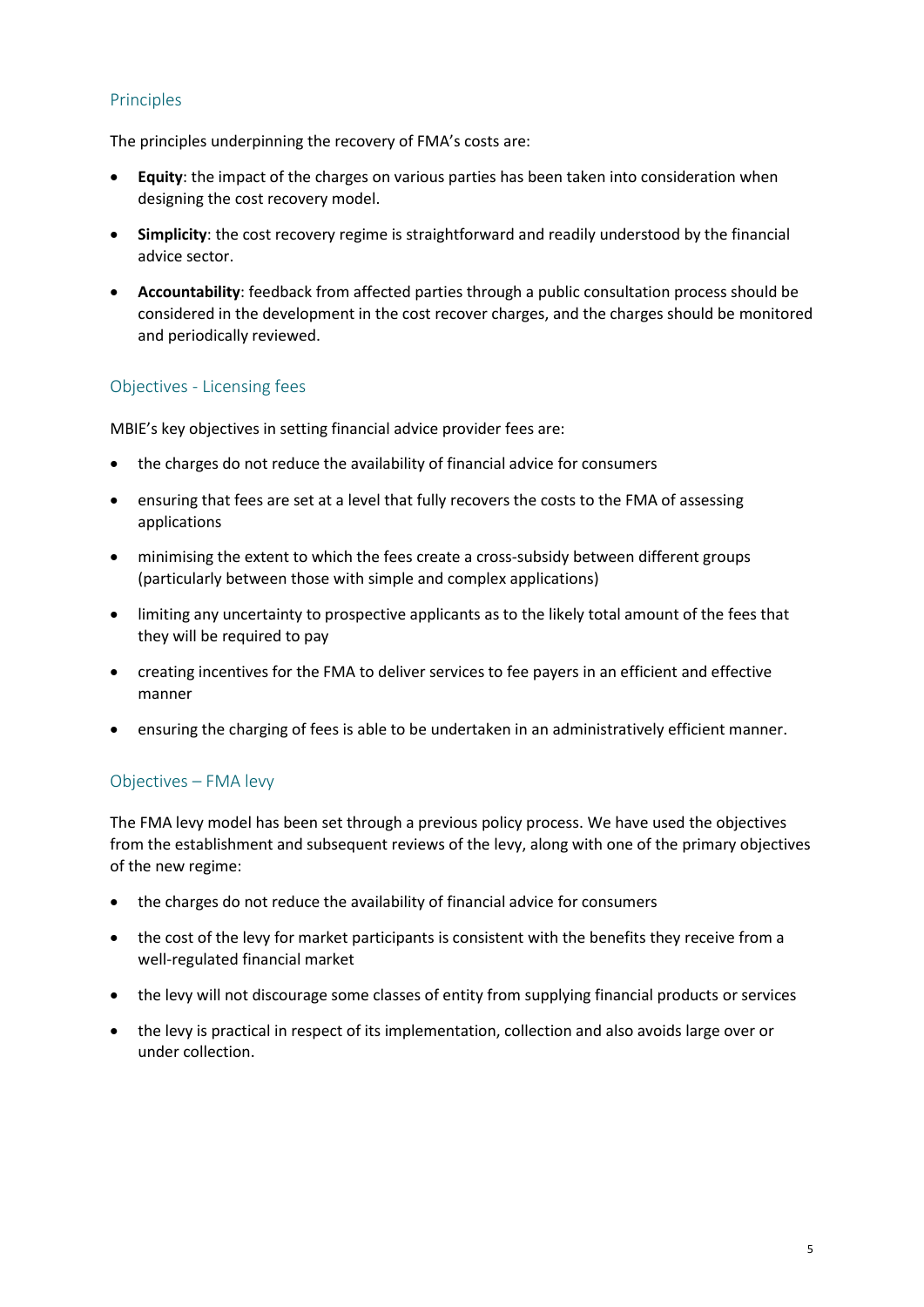## Principles

The principles underpinning the recovery of FMA's costs are:

- **Equity**: the impact of the charges on various parties has been taken into consideration when designing the cost recovery model.
- **Simplicity**: the cost recovery regime is straightforward and readily understood by the financial advice sector.
- **Accountability**: feedback from affected parties through a public consultation process should be considered in the development in the cost recover charges, and the charges should be monitored and periodically reviewed.

## Objectives - Licensing fees

MBIE's key objectives in setting financial advice provider fees are:

- the charges do not reduce the availability of financial advice for consumers
- ensuring that fees are set at a level that fully recovers the costs to the FMA of assessing applications
- minimising the extent to which the fees create a cross-subsidy between different groups (particularly between those with simple and complex applications)
- limiting any uncertainty to prospective applicants as to the likely total amount of the fees that they will be required to pay
- creating incentives for the FMA to deliver services to fee payers in an efficient and effective manner
- ensuring the charging of fees is able to be undertaken in an administratively efficient manner.

## Objectives – FMA levy

The FMA levy model has been set through a previous policy process. We have used the objectives from the establishment and subsequent reviews of the levy, along with one of the primary objectives of the new regime:

- the charges do not reduce the availability of financial advice for consumers
- the cost of the levy for market participants is consistent with the benefits they receive from a well-regulated financial market
- the levy will not discourage some classes of entity from supplying financial products or services
- the levy is practical in respect of its implementation, collection and also avoids large over or under collection.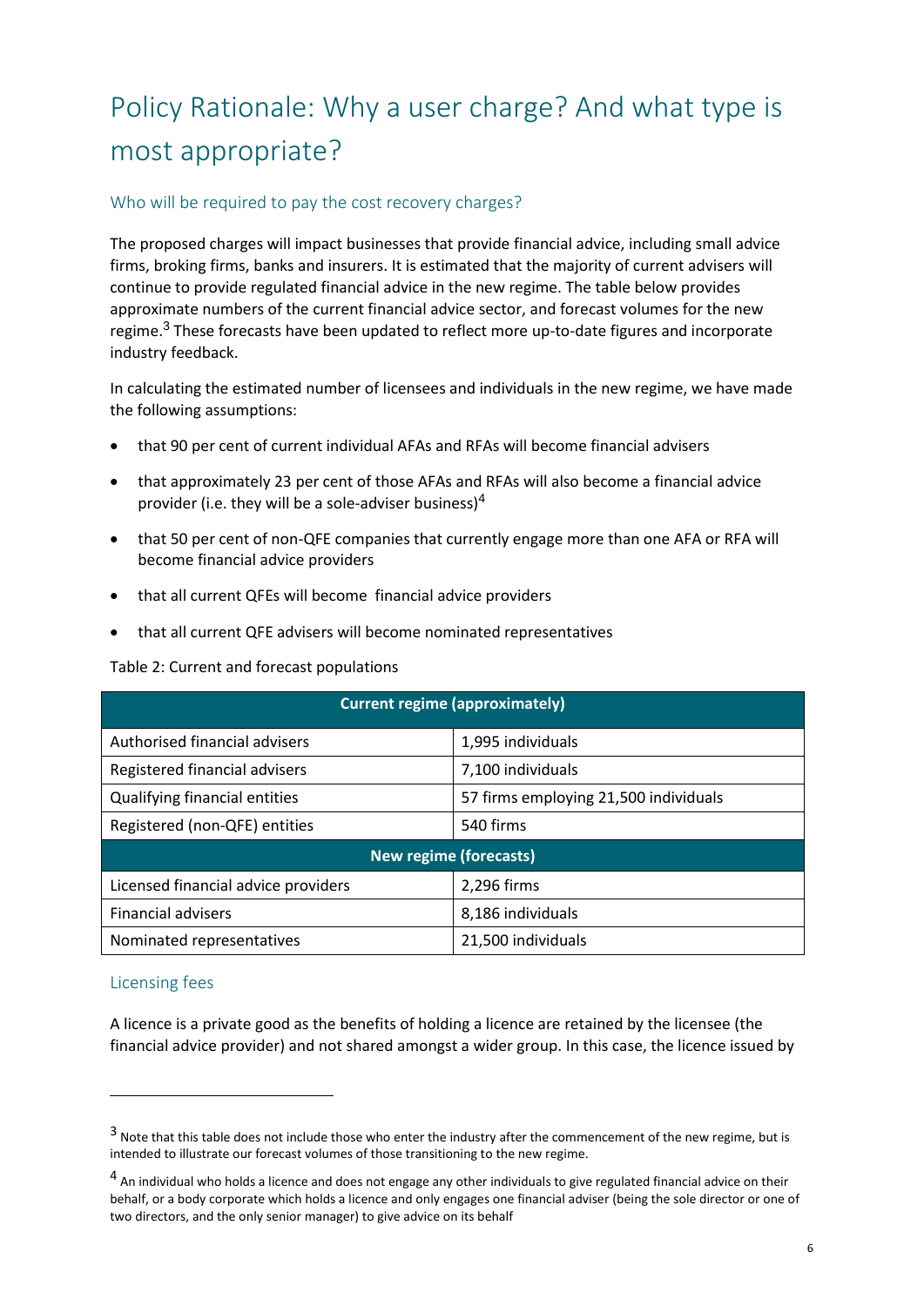# Policy Rationale: Why a user charge? And what type is most appropriate?

## Who will be required to pay the cost recovery charges?

The proposed charges will impact businesses that provide financial advice, including small advice firms, broking firms, banks and insurers. It is estimated that the majority of current advisers will continue to provide regulated financial advice in the new regime. The table below provides approximate numbers of the current financial advice sector, and forecast volumes for the new regime.[3] These forecasts have been updated to reflect more up-to-date figures and incorporate industry feedback.

In calculating the estimated number of licensees and individuals in the new regime, we have made the following assumptions:

- that 90 per cent of current individual AFAs and RFAs will become financial advisers
- that approximately 23 per cent of those AFAs and RFAs will also become a financial advice provider (i.e. they will be a sole-adviser business)[4]
- that 50 per cent of non-QFE companies that currently engage more than one AFA or RFA will become financial advice providers
- that all current QFEs will become financial advice providers
- that all current QFE advisers will become nominated representatives

Table 2: Current and forecast populations

| Current regime (approximately) | |
|---|---|
| Authorised financial advisers | 1,995 individuals |
| Registered financial advisers | 7,100 individuals |
| Qualifying financial entities | 57 firms employing 21,500 individuals |
| Registered (non-QFE) entities | 540 firms |
| **New regime (forecasts)** | |
| Licensed financial advice providers | 2,296 firms |
| Financial advisers | 8,186 individuals |
| Nominated representatives | 21,500 individuals |

## Licensing fees

A licence is a private good as the benefits of holding a licence are retained by the licensee (the financial advice provider) and not shared amongst a wider group. In this case, the licence issued by

[3] Note that this table does not include those who enter the industry after the commencement of the new regime, but is intended to illustrate our forecast volumes of those transitioning to the new regime.

[4] An individual who holds a licence and does not engage any other individuals to give regulated financial advice on their behalf, or a body corporate which holds a licence and only engages one financial adviser (being the sole director or one of two directors, and the only senior manager) to give advice on its behalf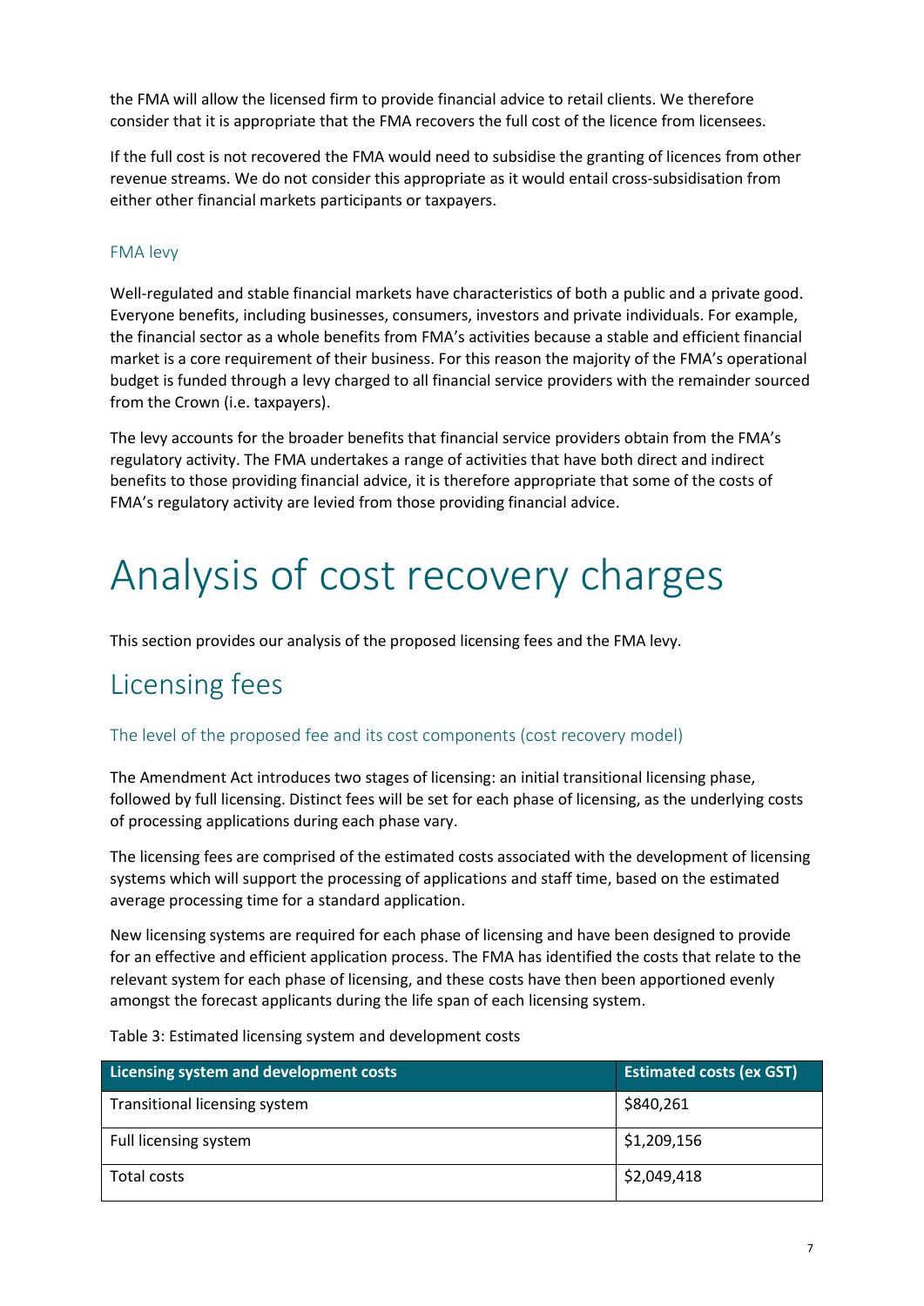the FMA will allow the licensed firm to provide financial advice to retail clients. We therefore consider that it is appropriate that the FMA recovers the full cost of the licence from licensees.

If the full cost is not recovered the FMA would need to subsidise the granting of licences from other revenue streams. We do not consider this appropriate as it would entail cross-subsidisation from either other financial markets participants or taxpayers.

### FMA levy

Well-regulated and stable financial markets have characteristics of both a public and a private good. Everyone benefits, including businesses, consumers, investors and private individuals. For example, the financial sector as a whole benefits from FMA's activities because a stable and efficient financial market is a core requirement of their business. For this reason the majority of the FMA's operational budget is funded through a levy charged to all financial service providers with the remainder sourced from the Crown (i.e. taxpayers).

The levy accounts for the broader benefits that financial service providers obtain from the FMA's regulatory activity. The FMA undertakes a range of activities that have both direct and indirect benefits to those providing financial advice, it is therefore appropriate that some of the costs of FMA's regulatory activity are levied from those providing financial advice.

# Analysis of cost recovery charges

This section provides our analysis of the proposed licensing fees and the FMA levy.

## Licensing fees

### The level of the proposed fee and its cost components (cost recovery model)

The Amendment Act introduces two stages of licensing: an initial transitional licensing phase, followed by full licensing. Distinct fees will be set for each phase of licensing, as the underlying costs of processing applications during each phase vary.

The licensing fees are comprised of the estimated costs associated with the development of licensing systems which will support the processing of applications and staff time, based on the estimated average processing time for a standard application.

New licensing systems are required for each phase of licensing and have been designed to provide for an effective and efficient application process. The FMA has identified the costs that relate to the relevant system for each phase of licensing, and these costs have then been apportioned evenly amongst the forecast applicants during the life span of each licensing system.

Table 3: Estimated licensing system and development costs

| Licensing system and development costs | Estimated costs (ex GST) |
|---|---|
| Transitional licensing system | $840,261 |
| Full licensing system | $1,209,156 |
| Total costs | $2,049,418 |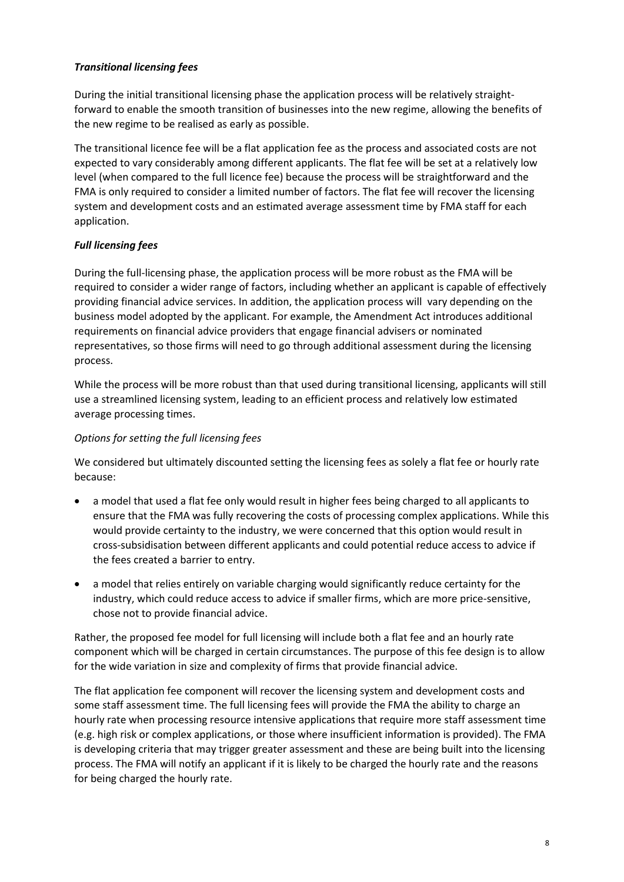### *Transitional licensing fees*

During the initial transitional licensing phase the application process will be relatively straight-forward to enable the smooth transition of businesses into the new regime, allowing the benefits of the new regime to be realised as early as possible.

The transitional licence fee will be a flat application fee as the process and associated costs are not expected to vary considerably among different applicants. The flat fee will be set at a relatively low level (when compared to the full licence fee) because the process will be straightforward and the FMA is only required to consider a limited number of factors. The flat fee will recover the licensing system and development costs and an estimated average assessment time by FMA staff for each application.

### *Full licensing fees*

During the full-licensing phase, the application process will be more robust as the FMA will be required to consider a wider range of factors, including whether an applicant is capable of effectively providing financial advice services. In addition, the application process will vary depending on the business model adopted by the applicant. For example, the Amendment Act introduces additional requirements on financial advice providers that engage financial advisers or nominated representatives, so those firms will need to go through additional assessment during the licensing process.

While the process will be more robust than that used during transitional licensing, applicants will still use a streamlined licensing system, leading to an efficient process and relatively low estimated average processing times.

#### *Options for setting the full licensing fees*

We considered but ultimately discounted setting the licensing fees as solely a flat fee or hourly rate because:

- a model that used a flat fee only would result in higher fees being charged to all applicants to ensure that the FMA was fully recovering the costs of processing complex applications. While this would provide certainty to the industry, we were concerned that this option would result in cross-subsidisation between different applicants and could potential reduce access to advice if the fees created a barrier to entry.
- a model that relies entirely on variable charging would significantly reduce certainty for the industry, which could reduce access to advice if smaller firms, which are more price-sensitive, chose not to provide financial advice.

Rather, the proposed fee model for full licensing will include both a flat fee and an hourly rate component which will be charged in certain circumstances. The purpose of this fee design is to allow for the wide variation in size and complexity of firms that provide financial advice.

The flat application fee component will recover the licensing system and development costs and some staff assessment time. The full licensing fees will provide the FMA the ability to charge an hourly rate when processing resource intensive applications that require more staff assessment time (e.g. high risk or complex applications, or those where insufficient information is provided). The FMA is developing criteria that may trigger greater assessment and these are being built into the licensing process. The FMA will notify an applicant if it is likely to be charged the hourly rate and the reasons for being charged the hourly rate.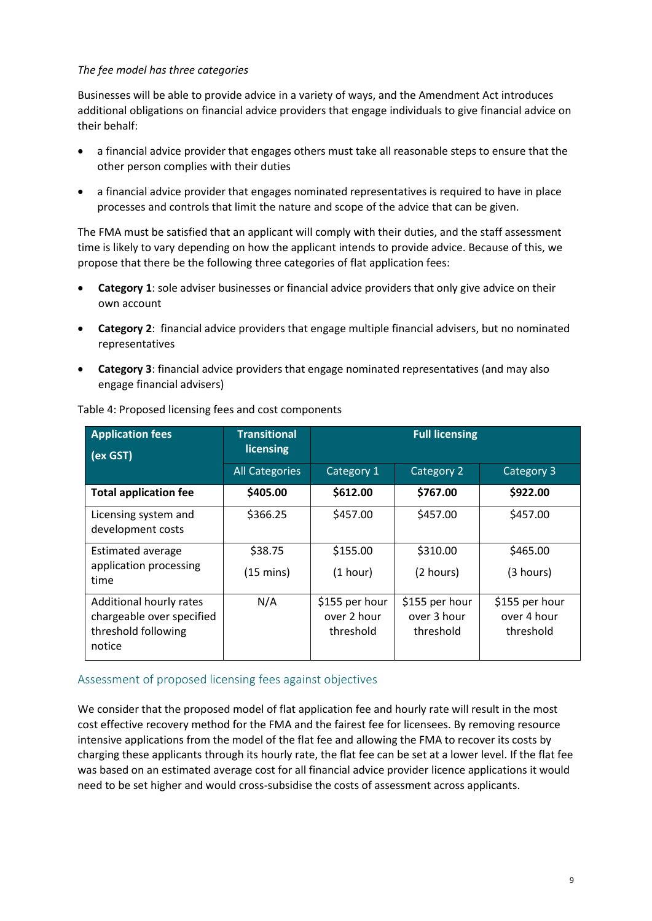*The fee model has three categories*

Businesses will be able to provide advice in a variety of ways, and the Amendment Act introduces additional obligations on financial advice providers that engage individuals to give financial advice on their behalf:

- a financial advice provider that engages others must take all reasonable steps to ensure that the other person complies with their duties
- a financial advice provider that engages nominated representatives is required to have in place processes and controls that limit the nature and scope of the advice that can be given.

The FMA must be satisfied that an applicant will comply with their duties, and the staff assessment time is likely to vary depending on how the applicant intends to provide advice. Because of this, we propose that there be the following three categories of flat application fees:

- **Category 1**: sole adviser businesses or financial advice providers that only give advice on their own account
- **Category 2**: financial advice providers that engage multiple financial advisers, but no nominated representatives
- **Category 3**: financial advice providers that engage nominated representatives (and may also engage financial advisers)

Table 4: Proposed licensing fees and cost components

| **Application fees (ex GST)** | **Transitional licensing** | **Full licensing** | | |
|---|---|---|---|---|
| | All Categories | Category 1 | Category 2 | Category 3 |
| **Total application fee** | **$405.00** | **$612.00** | **$767.00** | **$922.00** |
| Licensing system and development costs | $366.25 | $457.00 | $457.00 | $457.00 |
| Estimated average application processing time | $38.75 (15 mins) | $155.00 (1 hour) | $310.00 (2 hours) | $465.00 (3 hours) |
| Additional hourly rates chargeable over specified threshold following notice | N/A | $155 per hour over 2 hour threshold | $155 per hour over 3 hour threshold | $155 per hour over 4 hour threshold |

## Assessment of proposed licensing fees against objectives

We consider that the proposed model of flat application fee and hourly rate will result in the most cost effective recovery method for the FMA and the fairest fee for licensees. By removing resource intensive applications from the model of the flat fee and allowing the FMA to recover its costs by charging these applicants through its hourly rate, the flat fee can be set at a lower level. If the flat fee was based on an estimated average cost for all financial advice provider licence applications it would need to be set higher and would cross-subsidise the costs of assessment across applicants.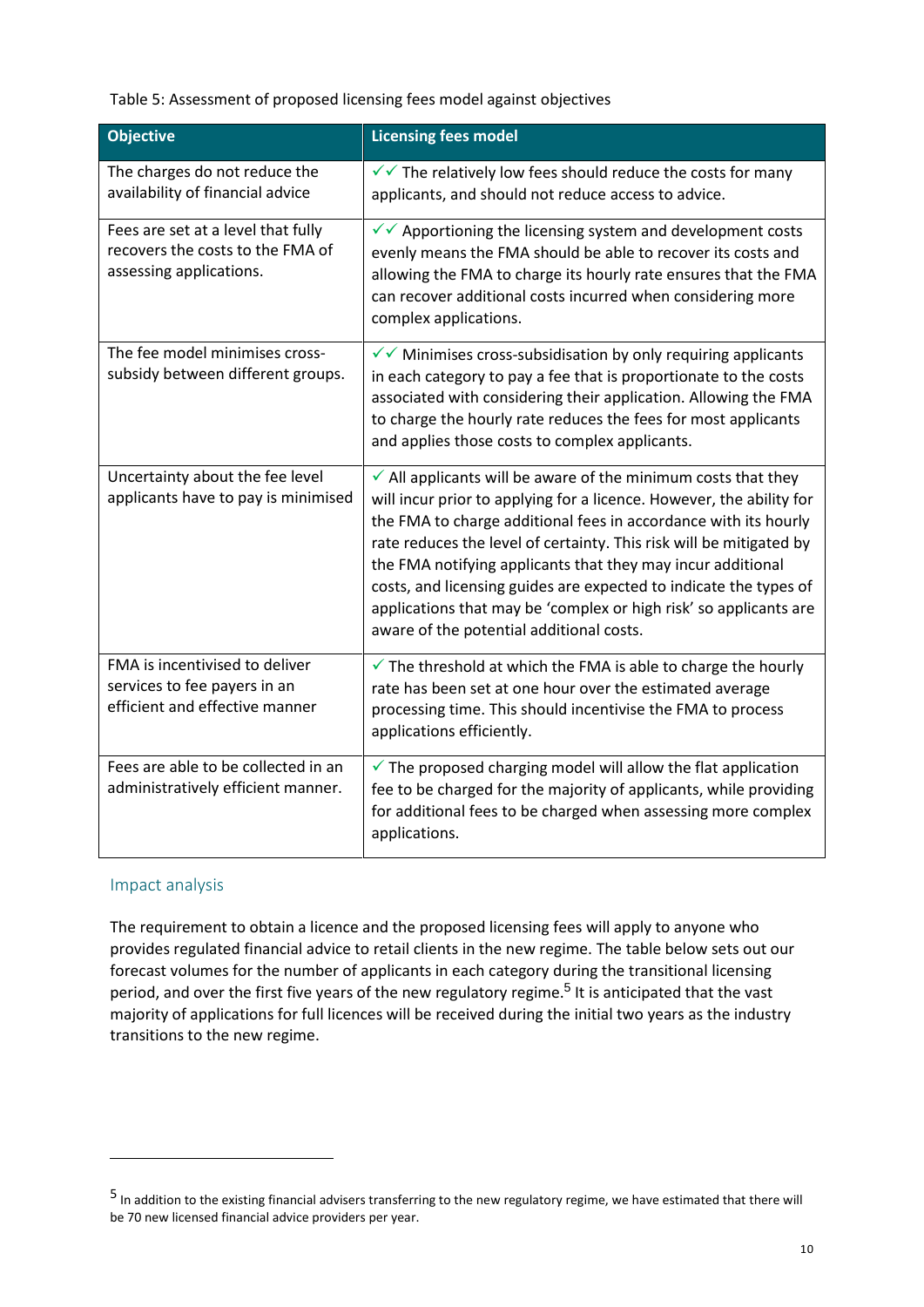Table 5: Assessment of proposed licensing fees model against objectives

| Objective | Licensing fees model |
|---|---|
| The charges do not reduce the availability of financial advice | ✓✓ The relatively low fees should reduce the costs for many applicants, and should not reduce access to advice. |
| Fees are set at a level that fully recovers the costs to the FMA of assessing applications. | ✓✓ Apportioning the licensing system and development costs evenly means the FMA should be able to recover its costs and allowing the FMA to charge its hourly rate ensures that the FMA can recover additional costs incurred when considering more complex applications. |
| The fee model minimises cross-subsidy between different groups. | ✓✓ Minimises cross-subsidisation by only requiring applicants in each category to pay a fee that is proportionate to the costs associated with considering their application. Allowing the FMA to charge the hourly rate reduces the fees for most applicants and applies those costs to complex applicants. |
| Uncertainty about the fee level applicants have to pay is minimised | ✓ All applicants will be aware of the minimum costs that they will incur prior to applying for a licence. However, the ability for the FMA to charge additional fees in accordance with its hourly rate reduces the level of certainty. This risk will be mitigated by the FMA notifying applicants that they may incur additional costs, and licensing guides are expected to indicate the types of applications that may be 'complex or high risk' so applicants are aware of the potential additional costs. |
| FMA is incentivised to deliver services to fee payers in an efficient and effective manner | ✓ The threshold at which the FMA is able to charge the hourly rate has been set at one hour over the estimated average processing time. This should incentivise the FMA to process applications efficiently. |
| Fees are able to be collected in an administratively efficient manner. | ✓ The proposed charging model will allow the flat application fee to be charged for the majority of applicants, while providing for additional fees to be charged when assessing more complex applications. |

## Impact analysis

The requirement to obtain a licence and the proposed licensing fees will apply to anyone who provides regulated financial advice to retail clients in the new regime. The table below sets out our forecast volumes for the number of applicants in each category during the transitional licensing period, and over the first five years of the new regulatory regime.[5] It is anticipated that the vast majority of applications for full licences will be received during the initial two years as the industry transitions to the new regime.

[5] In addition to the existing financial advisers transferring to the new regulatory regime, we have estimated that there will be 70 new licensed financial advice providers per year.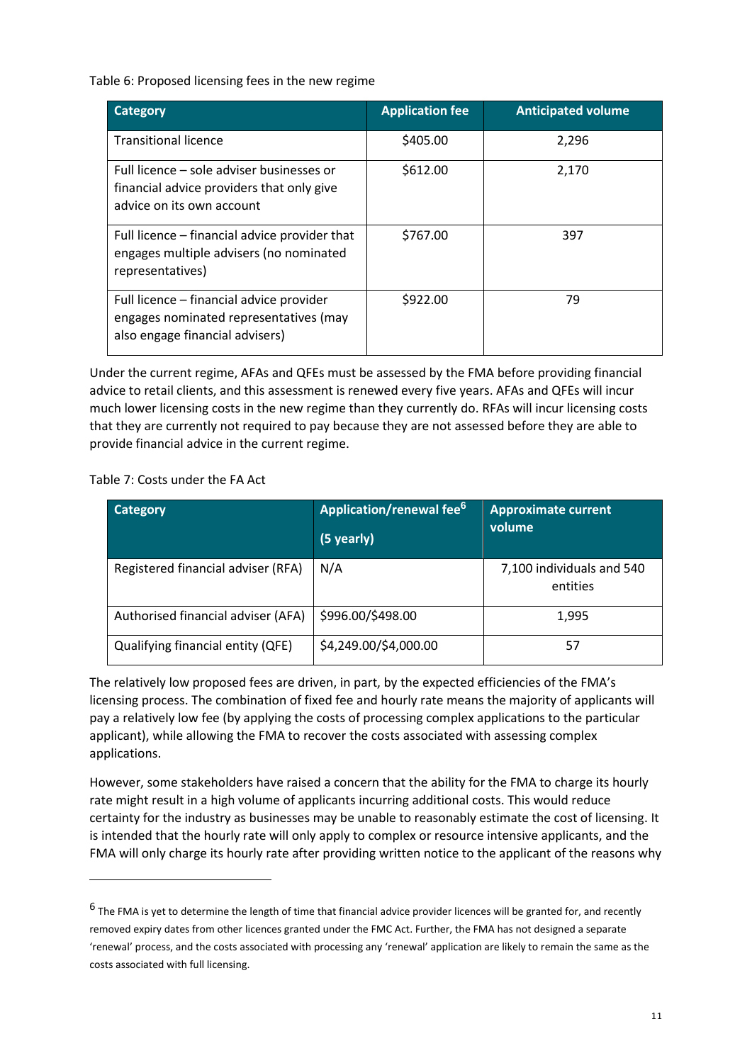Table 6: Proposed licensing fees in the new regime

| Category | Application fee | Anticipated volume |
|---|---|---|
| Transitional licence | $405.00 | 2,296 |
| Full licence – sole adviser businesses or financial advice providers that only give advice on its own account | $612.00 | 2,170 |
| Full licence – financial advice provider that engages multiple advisers (no nominated representatives) | $767.00 | 397 |
| Full licence – financial advice provider engages nominated representatives (may also engage financial advisers) | $922.00 | 79 |

Under the current regime, AFAs and QFEs must be assessed by the FMA before providing financial advice to retail clients, and this assessment is renewed every five years. AFAs and QFEs will incur much lower licensing costs in the new regime than they currently do. RFAs will incur licensing costs that they are currently not required to pay because they are not assessed before they are able to provide financial advice in the current regime.

Table 7: Costs under the FA Act

| Category | Application/renewal fee[6] (5 yearly) | Approximate current volume |
|---|---|---|
| Registered financial adviser (RFA) | N/A | 7,100 individuals and 540 entities |
| Authorised financial adviser (AFA) | $996.00/$498.00 | 1,995 |
| Qualifying financial entity (QFE) | $4,249.00/$4,000.00 | 57 |

The relatively low proposed fees are driven, in part, by the expected efficiencies of the FMA's licensing process. The combination of fixed fee and hourly rate means the majority of applicants will pay a relatively low fee (by applying the costs of processing complex applications to the particular applicant), while allowing the FMA to recover the costs associated with assessing complex applications.

However, some stakeholders have raised a concern that the ability for the FMA to charge its hourly rate might result in a high volume of applicants incurring additional costs. This would reduce certainty for the industry as businesses may be unable to reasonably estimate the cost of licensing. It is intended that the hourly rate will only apply to complex or resource intensive applicants, and the FMA will only charge its hourly rate after providing written notice to the applicant of the reasons why

[6] The FMA is yet to determine the length of time that financial advice provider licences will be granted for, and recently removed expiry dates from other licences granted under the FMC Act. Further, the FMA has not designed a separate 'renewal' process, and the costs associated with processing any 'renewal' application are likely to remain the same as the costs associated with full licensing.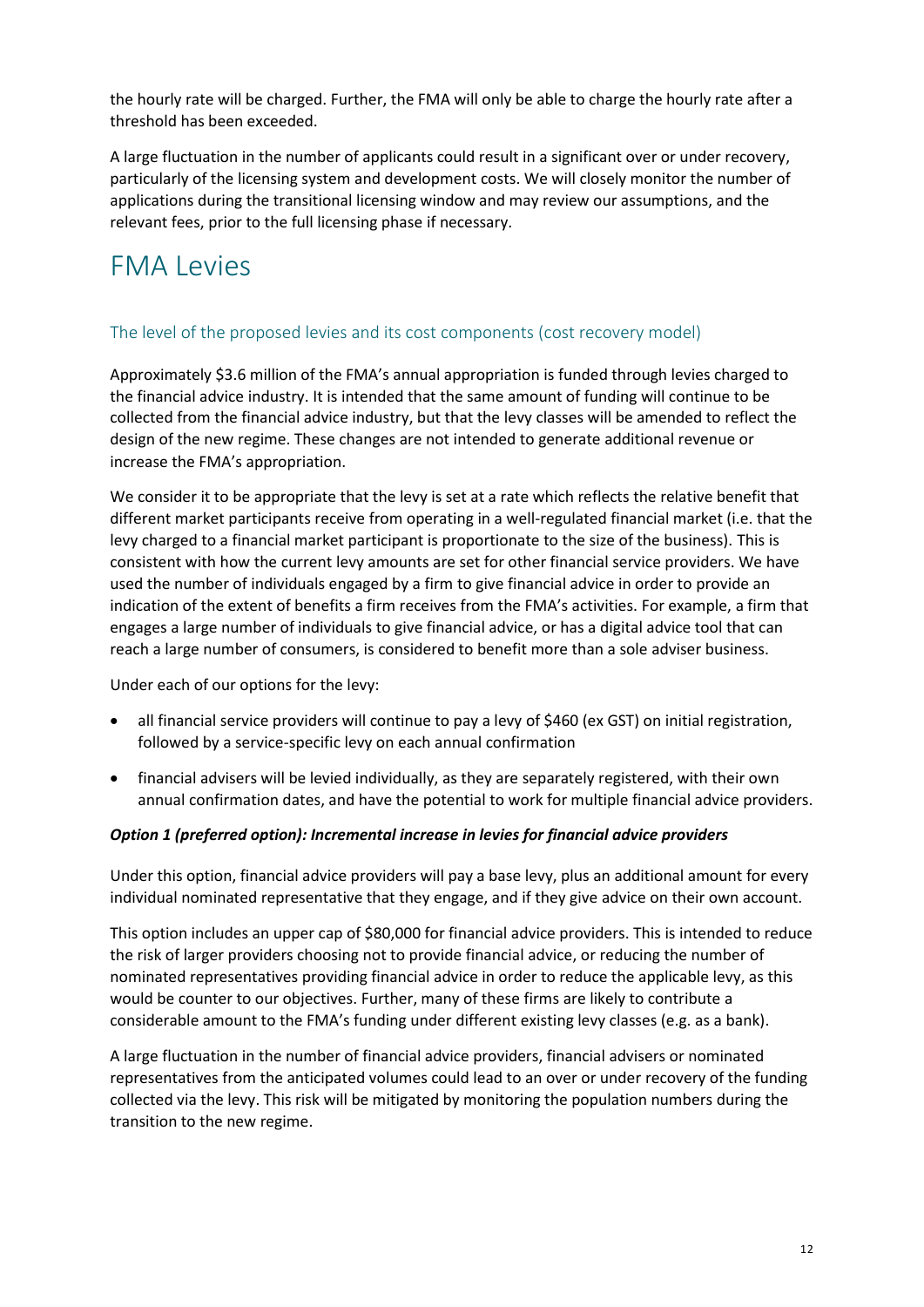the hourly rate will be charged. Further, the FMA will only be able to charge the hourly rate after a threshold has been exceeded.

A large fluctuation in the number of applicants could result in a significant over or under recovery, particularly of the licensing system and development costs. We will closely monitor the number of applications during the transitional licensing window and may review our assumptions, and the relevant fees, prior to the full licensing phase if necessary.

# FMA Levies

## The level of the proposed levies and its cost components (cost recovery model)

Approximately $3.6 million of the FMA's annual appropriation is funded through levies charged to the financial advice industry. It is intended that the same amount of funding will continue to be collected from the financial advice industry, but that the levy classes will be amended to reflect the design of the new regime. These changes are not intended to generate additional revenue or increase the FMA's appropriation.

We consider it to be appropriate that the levy is set at a rate which reflects the relative benefit that different market participants receive from operating in a well-regulated financial market (i.e. that the levy charged to a financial market participant is proportionate to the size of the business). This is consistent with how the current levy amounts are set for other financial service providers. We have used the number of individuals engaged by a firm to give financial advice in order to provide an indication of the extent of benefits a firm receives from the FMA's activities. For example, a firm that engages a large number of individuals to give financial advice, or has a digital advice tool that can reach a large number of consumers, is considered to benefit more than a sole adviser business.

Under each of our options for the levy:

- all financial service providers will continue to pay a levy of $460 (ex GST) on initial registration, followed by a service-specific levy on each annual confirmation
- financial advisers will be levied individually, as they are separately registered, with their own annual confirmation dates, and have the potential to work for multiple financial advice providers.

***Option 1 (preferred option): Incremental increase in levies for financial advice providers***

Under this option, financial advice providers will pay a base levy, plus an additional amount for every individual nominated representative that they engage, and if they give advice on their own account.

This option includes an upper cap of $80,000 for financial advice providers. This is intended to reduce the risk of larger providers choosing not to provide financial advice, or reducing the number of nominated representatives providing financial advice in order to reduce the applicable levy, as this would be counter to our objectives. Further, many of these firms are likely to contribute a considerable amount to the FMA's funding under different existing levy classes (e.g. as a bank).

A large fluctuation in the number of financial advice providers, financial advisers or nominated representatives from the anticipated volumes could lead to an over or under recovery of the funding collected via the levy. This risk will be mitigated by monitoring the population numbers during the transition to the new regime.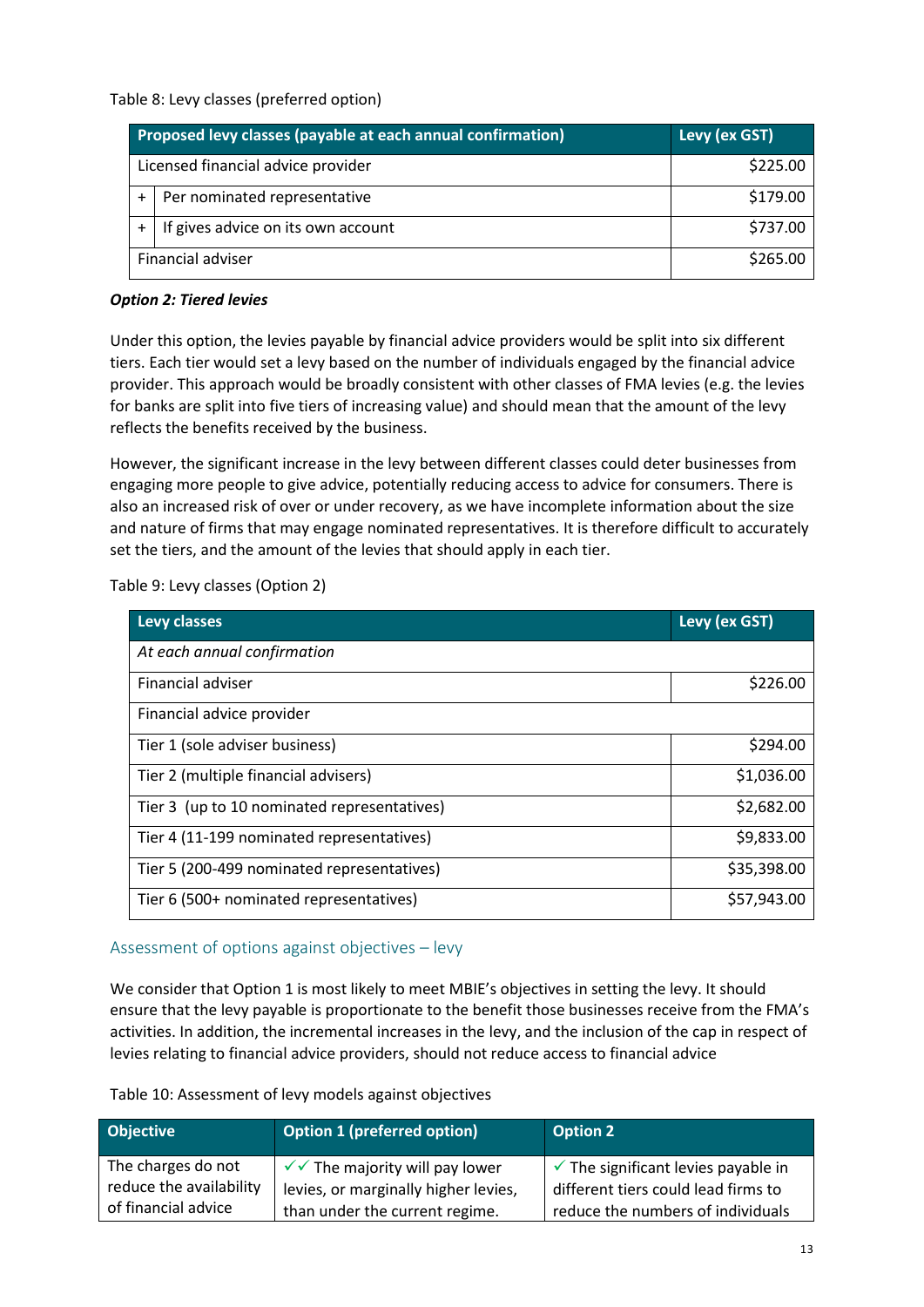Table 8: Levy classes (preferred option)

| Proposed levy classes (payable at each annual confirmation) | | Levy (ex GST) |
|---|---|---|
| Licensed financial advice provider | | $225.00 |
| + | Per nominated representative | $179.00 |
| + | If gives advice on its own account | $737.00 |
| Financial adviser | | $265.00 |

***Option 2: Tiered levies***

Under this option, the levies payable by financial advice providers would be split into six different tiers. Each tier would set a levy based on the number of individuals engaged by the financial advice provider. This approach would be broadly consistent with other classes of FMA levies (e.g. the levies for banks are split into five tiers of increasing value) and should mean that the amount of the levy reflects the benefits received by the business.

However, the significant increase in the levy between different classes could deter businesses from engaging more people to give advice, potentially reducing access to advice for consumers. There is also an increased risk of over or under recovery, as we have incomplete information about the size and nature of firms that may engage nominated representatives. It is therefore difficult to accurately set the tiers, and the amount of the levies that should apply in each tier.

Table 9: Levy classes (Option 2)

| Levy classes | Levy (ex GST) |
|---|---|
| *At each annual confirmation* | |
| Financial adviser | $226.00 |
| Financial advice provider | |
| Tier 1 (sole adviser business) | $294.00 |
| Tier 2 (multiple financial advisers) | $1,036.00 |
| Tier 3 (up to 10 nominated representatives) | $2,682.00 |
| Tier 4 (11-199 nominated representatives) | $9,833.00 |
| Tier 5 (200-499 nominated representatives) | $35,398.00 |
| Tier 6 (500+ nominated representatives) | $57,943.00 |

## Assessment of options against objectives – levy

We consider that Option 1 is most likely to meet MBIE's objectives in setting the levy. It should ensure that the levy payable is proportionate to the benefit those businesses receive from the FMA's activities. In addition, the incremental increases in the levy, and the inclusion of the cap in respect of levies relating to financial advice providers, should not reduce access to financial advice

Table 10: Assessment of levy models against objectives

| Objective | Option 1 (preferred option) | Option 2 |
|---|---|---|
| The charges do not reduce the availability of financial advice | ✓✓ The majority will pay lower levies, or marginally higher levies, than under the current regime. | ✓ The significant levies payable in different tiers could lead firms to reduce the numbers of individuals |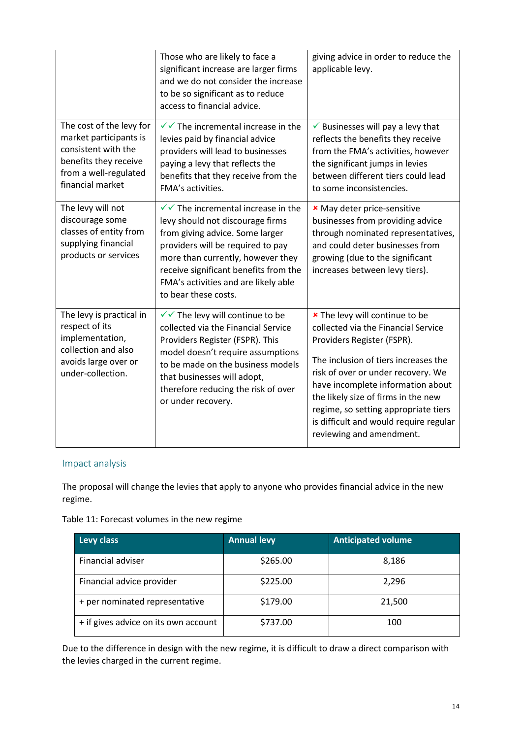| | | |
|---|---|---|
| | Those who are likely to face a significant increase are larger firms and we do not consider the increase to be so significant as to reduce access to financial advice. | giving advice in order to reduce the applicable levy. |
| The cost of the levy for market participants is consistent with the benefits they receive from a well-regulated financial market | ✓✓ The incremental increase in the levies paid by financial advice providers will lead to businesses paying a levy that reflects the benefits that they receive from the FMA's activities. | ✓ Businesses will pay a levy that reflects the benefits they receive from the FMA's activities, however the significant jumps in levies between different tiers could lead to some inconsistencies. |
| The levy will not discourage some classes of entity from supplying financial products or services | ✓✓ The incremental increase in the levy should not discourage firms from giving advice. Some larger providers will be required to pay more than currently, however they receive significant benefits from the FMA's activities and are likely able to bear these costs. | × May deter price-sensitive businesses from providing advice through nominated representatives, and could deter businesses from growing (due to the significant increases between levy tiers). |
| The levy is practical in respect of its implementation, collection and also avoids large over or under-collection. | ✓✓ The levy will continue to be collected via the Financial Service Providers Register (FSPR). This model doesn't require assumptions to be made on the business models that businesses will adopt, therefore reducing the risk of over or under recovery. | × The levy will continue to be collected via the Financial Service Providers Register (FSPR).<br><br>The inclusion of tiers increases the risk of over or under recovery. We have incomplete information about the likely size of firms in the new regime, so setting appropriate tiers is difficult and would require regular reviewing and amendment. |

### Impact analysis

The proposal will change the levies that apply to anyone who provides financial advice in the new regime.

Table 11: Forecast volumes in the new regime

| Levy class | Annual levy | Anticipated volume |
|---|---|---|
| Financial adviser | $265.00 | 8,186 |
| Financial advice provider | $225.00 | 2,296 |
| + per nominated representative | $179.00 | 21,500 |
| + if gives advice on its own account | $737.00 | 100 |

Due to the difference in design with the new regime, it is difficult to draw a direct comparison with the levies charged in the current regime.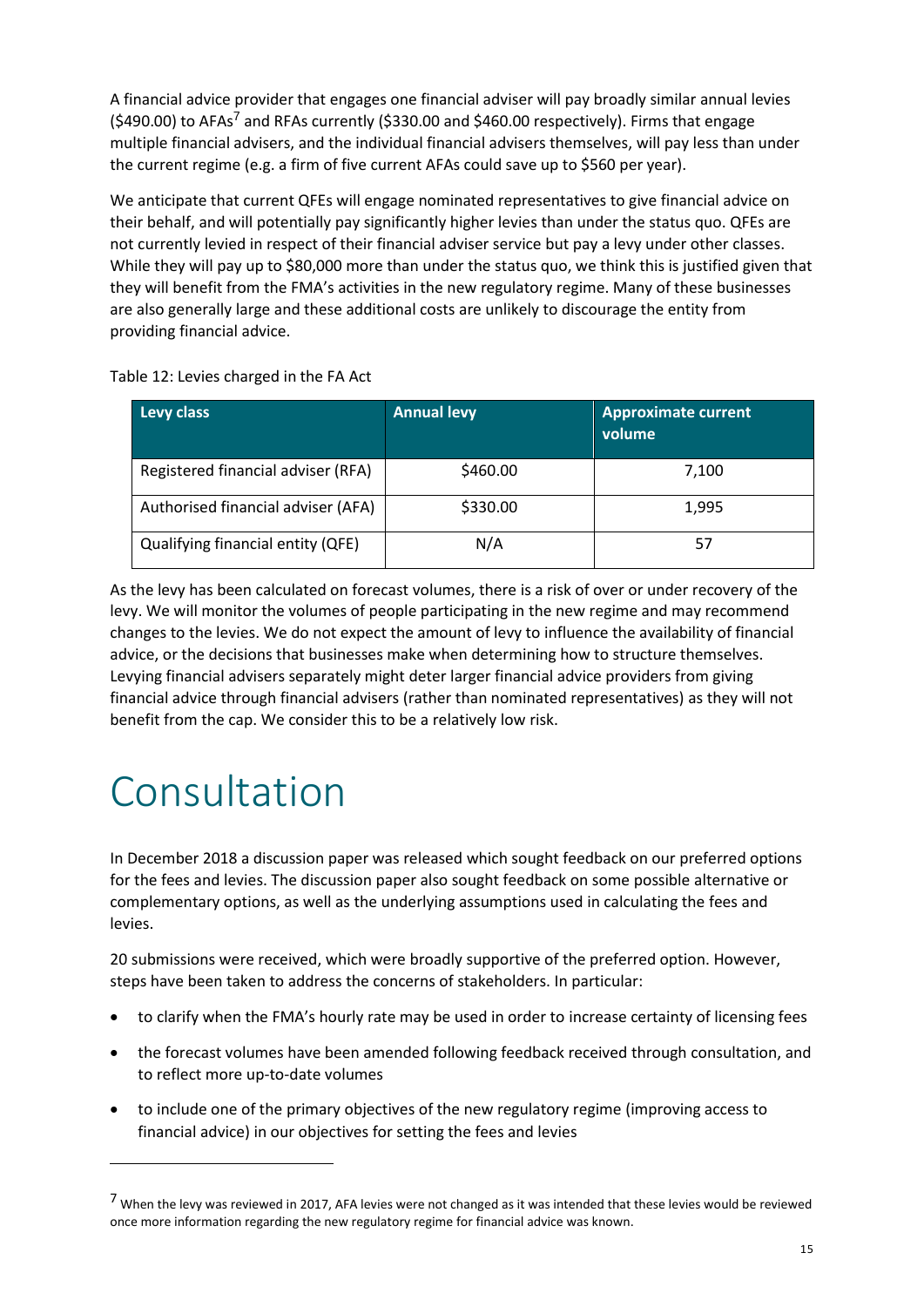A financial advice provider that engages one financial adviser will pay broadly similar annual levies ($490.00) to AFAs[7] and RFAs currently ($330.00 and $460.00 respectively). Firms that engage multiple financial advisers, and the individual financial advisers themselves, will pay less than under the current regime (e.g. a firm of five current AFAs could save up to $560 per year).

We anticipate that current QFEs will engage nominated representatives to give financial advice on their behalf, and will potentially pay significantly higher levies than under the status quo. QFEs are not currently levied in respect of their financial adviser service but pay a levy under other classes. While they will pay up to $80,000 more than under the status quo, we think this is justified given that they will benefit from the FMA's activities in the new regulatory regime. Many of these businesses are also generally large and these additional costs are unlikely to discourage the entity from providing financial advice.

Table 12: Levies charged in the FA Act

| Levy class | Annual levy | Approximate current volume |
|---|---|---|
| Registered financial adviser (RFA) | $460.00 | 7,100 |
| Authorised financial adviser (AFA) | $330.00 | 1,995 |
| Qualifying financial entity (QFE) | N/A | 57 |

As the levy has been calculated on forecast volumes, there is a risk of over or under recovery of the levy. We will monitor the volumes of people participating in the new regime and may recommend changes to the levies. We do not expect the amount of levy to influence the availability of financial advice, or the decisions that businesses make when determining how to structure themselves. Levying financial advisers separately might deter larger financial advice providers from giving financial advice through financial advisers (rather than nominated representatives) as they will not benefit from the cap. We consider this to be a relatively low risk.

# Consultation

In December 2018 a discussion paper was released which sought feedback on our preferred options for the fees and levies. The discussion paper also sought feedback on some possible alternative or complementary options, as well as the underlying assumptions used in calculating the fees and levies.

20 submissions were received, which were broadly supportive of the preferred option. However, steps have been taken to address the concerns of stakeholders. In particular:

- to clarify when the FMA's hourly rate may be used in order to increase certainty of licensing fees
- the forecast volumes have been amended following feedback received through consultation, and to reflect more up-to-date volumes
- to include one of the primary objectives of the new regulatory regime (improving access to financial advice) in our objectives for setting the fees and levies

[7] When the levy was reviewed in 2017, AFA levies were not changed as it was intended that these levies would be reviewed once more information regarding the new regulatory regime for financial advice was known.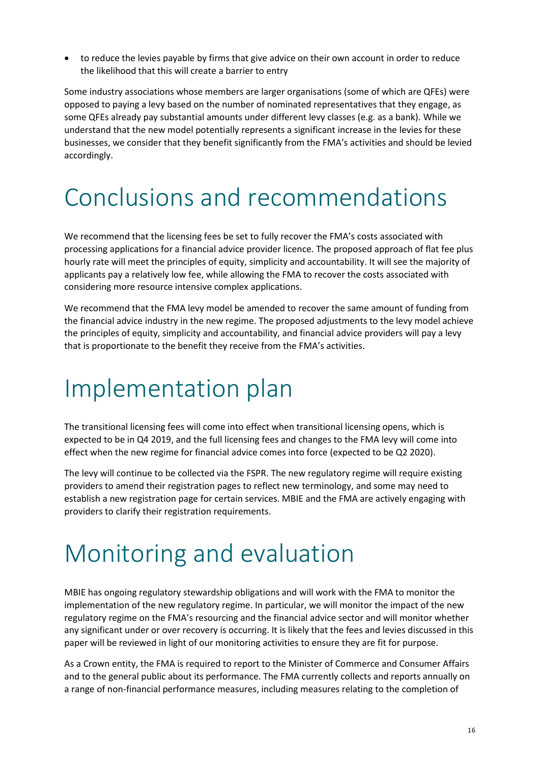- to reduce the levies payable by firms that give advice on their own account in order to reduce the likelihood that this will create a barrier to entry

Some industry associations whose members are larger organisations (some of which are QFEs) were opposed to paying a levy based on the number of nominated representatives that they engage, as some QFEs already pay substantial amounts under different levy classes (e.g. as a bank). While we understand that the new model potentially represents a significant increase in the levies for these businesses, we consider that they benefit significantly from the FMA's activities and should be levied accordingly.

# Conclusions and recommendations

We recommend that the licensing fees be set to fully recover the FMA's costs associated with processing applications for a financial advice provider licence. The proposed approach of flat fee plus hourly rate will meet the principles of equity, simplicity and accountability. It will see the majority of applicants pay a relatively low fee, while allowing the FMA to recover the costs associated with considering more resource intensive complex applications.

We recommend that the FMA levy model be amended to recover the same amount of funding from the financial advice industry in the new regime. The proposed adjustments to the levy model achieve the principles of equity, simplicity and accountability, and financial advice providers will pay a levy that is proportionate to the benefit they receive from the FMA's activities.

# Implementation plan

The transitional licensing fees will come into effect when transitional licensing opens, which is expected to be in Q4 2019, and the full licensing fees and changes to the FMA levy will come into effect when the new regime for financial advice comes into force (expected to be Q2 2020).

The levy will continue to be collected via the FSPR. The new regulatory regime will require existing providers to amend their registration pages to reflect new terminology, and some may need to establish a new registration page for certain services. MBIE and the FMA are actively engaging with providers to clarify their registration requirements.

# Monitoring and evaluation

MBIE has ongoing regulatory stewardship obligations and will work with the FMA to monitor the implementation of the new regulatory regime. In particular, we will monitor the impact of the new regulatory regime on the FMA's resourcing and the financial advice sector and will monitor whether any significant under or over recovery is occurring. It is likely that the fees and levies discussed in this paper will be reviewed in light of our monitoring activities to ensure they are fit for purpose.

As a Crown entity, the FMA is required to report to the Minister of Commerce and Consumer Affairs and to the general public about its performance. The FMA currently collects and reports annually on a range of non-financial performance measures, including measures relating to the completion of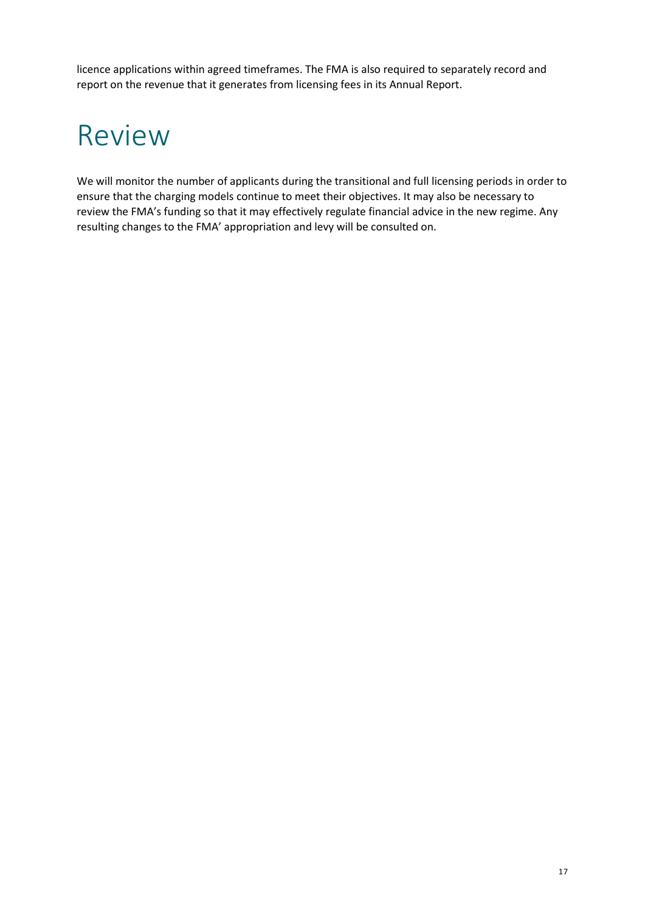licence applications within agreed timeframes. The FMA is also required to separately record and report on the revenue that it generates from licensing fees in its Annual Report.

# Review

We will monitor the number of applicants during the transitional and full licensing periods in order to ensure that the charging models continue to meet their objectives. It may also be necessary to review the FMA's funding so that it may effectively regulate financial advice in the new regime. Any resulting changes to the FMA' appropriation and levy will be consulted on.